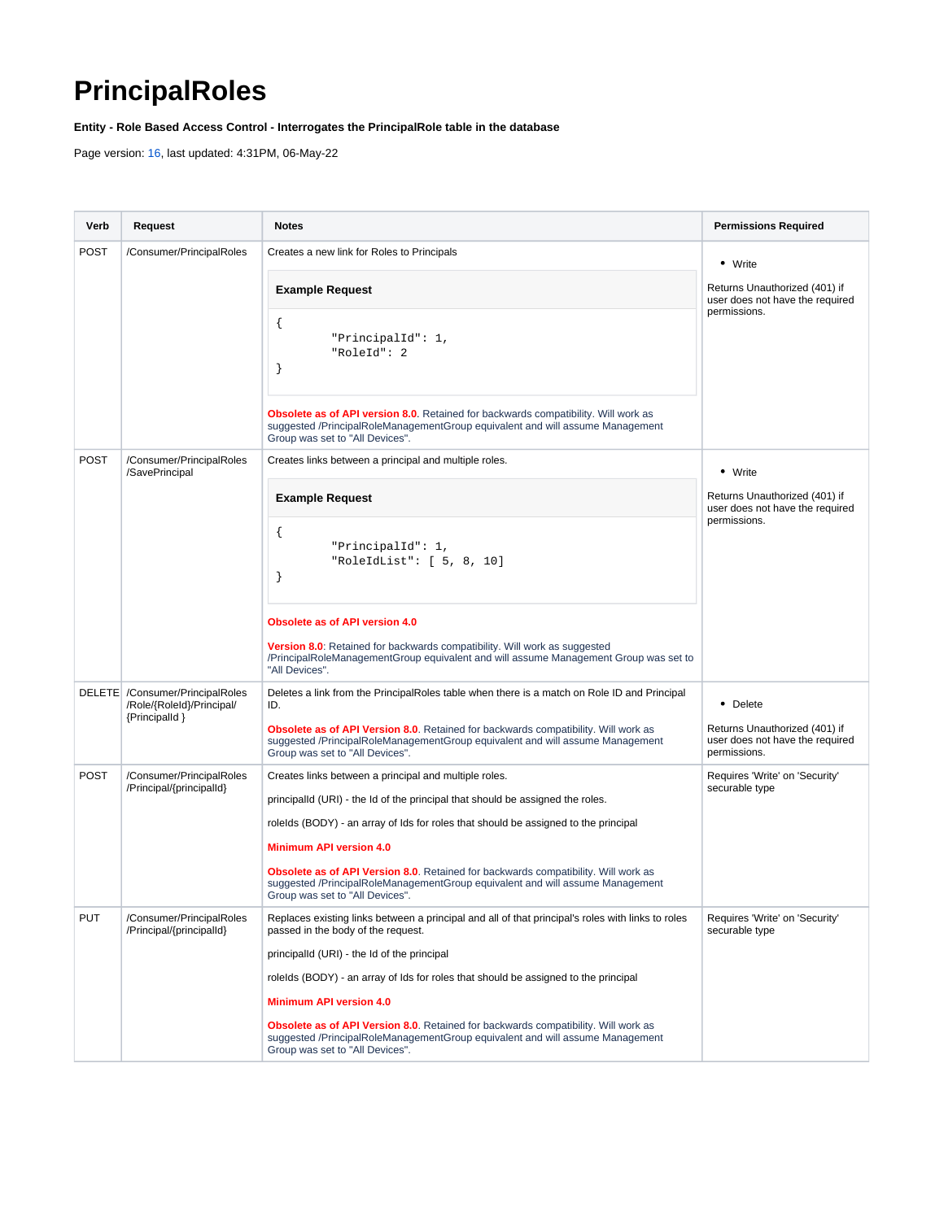# PrincipalRoles

**Entity - Role Based Access Control - Interrogates the PrincipalRole table in the database**

Page version: 16, last updated: 4:31PM, 06-May-22

| Verb | Request | Notes | Permissions Required |
|---|---|---|---|
| POST | /Consumer/PrincipalRoles | Creates a new link for Roles to Principals<br><br>**Example Request**<br>`{ "PrincipalId": 1, "RoleId": 2 }`<br><br>**Obsolete as of API version 8.0**. Retained for backwards compatibility. Will work as suggested /PrincipalRoleManagementGroup equivalent and will assume Management Group was set to "All Devices". | • Write<br><br>Returns Unauthorized (401) if user does not have the required permissions. |
| POST | /Consumer/PrincipalRoles /SavePrincipal | Creates links between a principal and multiple roles.<br><br>**Example Request**<br>`{ "PrincipalId": 1, "RoleIdList": [ 5, 8, 10] }`<br><br>**Obsolete as of API version 4.0**<br><br>**Version 8.0**: Retained for backwards compatibility. Will work as suggested /PrincipalRoleManagementGroup equivalent and will assume Management Group was set to "All Devices". | • Write<br><br>Returns Unauthorized (401) if user does not have the required permissions. |
| DELETE | /Consumer/PrincipalRoles /Role/{RoleId}/Principal/ {PrincipalId } | Deletes a link from the PrincipalRoles table when there is a match on Role ID and Principal ID.<br><br>**Obsolete as of API Version 8.0**. Retained for backwards compatibility. Will work as suggested /PrincipalRoleManagementGroup equivalent and will assume Management Group was set to "All Devices". | • Delete<br><br>Returns Unauthorized (401) if user does not have the required permissions. |
| POST | /Consumer/PrincipalRoles /Principal/{principalId} | Creates links between a principal and multiple roles.<br><br>principalId (URI) - the Id of the principal that should be assigned the roles.<br><br>roleIds (BODY) - an array of Ids for roles that should be assigned to the principal<br><br>**Minimum API version 4.0**<br><br>**Obsolete as of API Version 8.0**. Retained for backwards compatibility. Will work as suggested /PrincipalRoleManagementGroup equivalent and will assume Management Group was set to "All Devices". | Requires 'Write' on 'Security' securable type |
| PUT | /Consumer/PrincipalRoles /Principal/{principalId} | Replaces existing links between a principal and all of that principal's roles with links to roles passed in the body of the request.<br><br>principalId (URI) - the Id of the principal<br><br>roleIds (BODY) - an array of Ids for roles that should be assigned to the principal<br><br>**Minimum API version 4.0**<br><br>**Obsolete as of API Version 8.0**. Retained for backwards compatibility. Will work as suggested /PrincipalRoleManagementGroup equivalent and will assume Management Group was set to "All Devices". | Requires 'Write' on 'Security' securable type |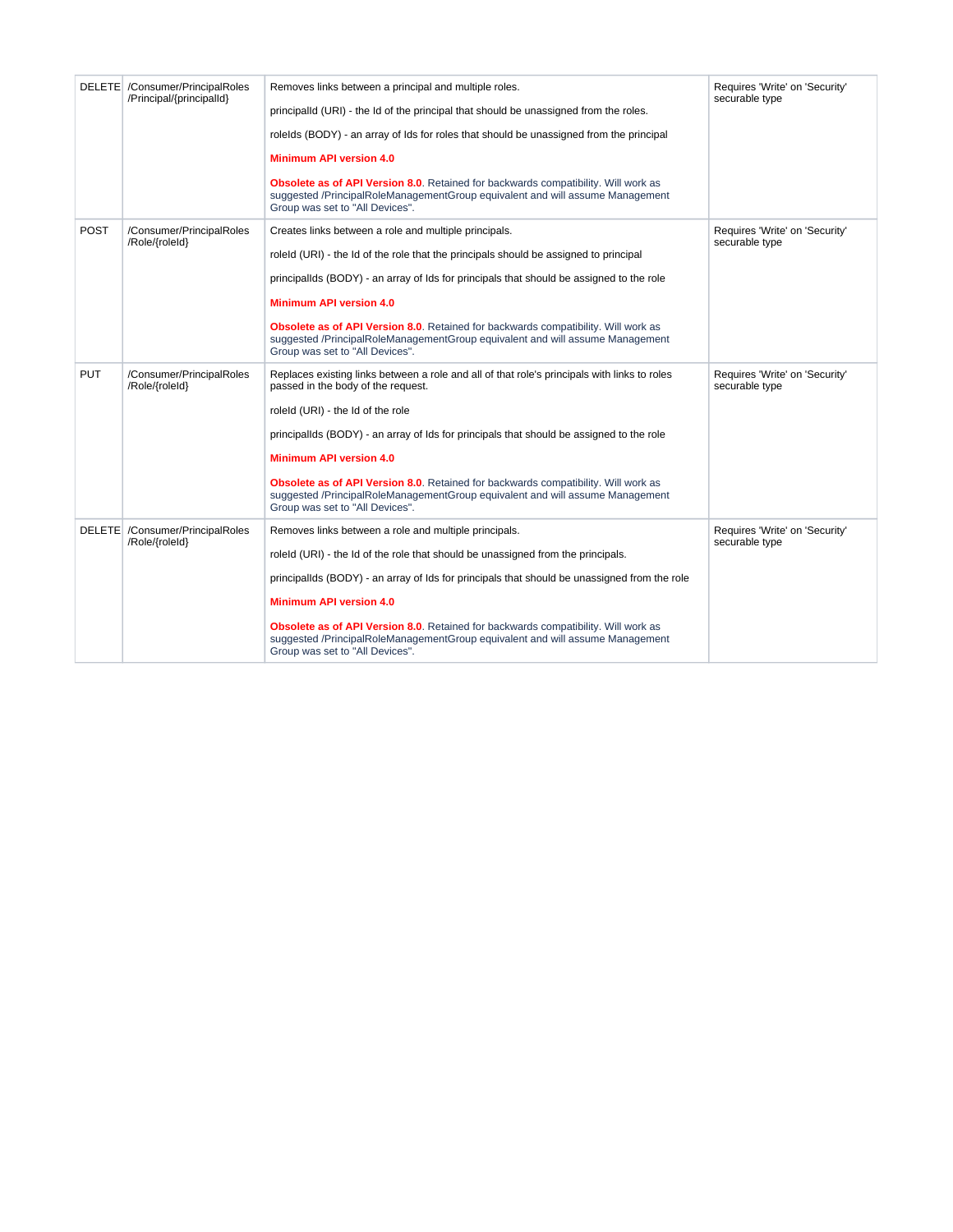| | | | |
|---|---|---|---|
| DELETE | /Consumer/PrincipalRoles/Principal/{principalId} | Removes links between a principal and multiple roles.<br><br>principalId (URI) - the Id of the principal that should be unassigned from the roles.<br><br>roleIds (BODY) - an array of Ids for roles that should be unassigned from the principal<br><br>**Minimum API version 4.0**<br><br>**Obsolete as of API Version 8.0**. Retained for backwards compatibility. Will work as suggested /PrincipalRoleManagementGroup equivalent and will assume Management Group was set to "All Devices". | Requires 'Write' on 'Security' securable type |
| POST | /Consumer/PrincipalRoles/Role/{roleId} | Creates links between a role and multiple principals.<br><br>roleId (URI) - the Id of the role that the principals should be assigned to principal<br><br>principalIds (BODY) - an array of Ids for principals that should be assigned to the role<br><br>**Minimum API version 4.0**<br><br>**Obsolete as of API Version 8.0**. Retained for backwards compatibility. Will work as suggested /PrincipalRoleManagementGroup equivalent and will assume Management Group was set to "All Devices". | Requires 'Write' on 'Security' securable type |
| PUT | /Consumer/PrincipalRoles/Role/{roleId} | Replaces existing links between a role and all of that role's principals with links to roles passed in the body of the request.<br><br>roleId (URI) - the Id of the role<br><br>principalIds (BODY) - an array of Ids for principals that should be assigned to the role<br><br>**Minimum API version 4.0**<br><br>**Obsolete as of API Version 8.0**. Retained for backwards compatibility. Will work as suggested /PrincipalRoleManagementGroup equivalent and will assume Management Group was set to "All Devices". | Requires 'Write' on 'Security' securable type |
| DELETE | /Consumer/PrincipalRoles/Role/{roleId} | Removes links between a role and multiple principals.<br><br>roleId (URI) - the Id of the role that should be unassigned from the principals.<br><br>principalIds (BODY) - an array of Ids for principals that should be unassigned from the role<br><br>**Minimum API version 4.0**<br><br>**Obsolete as of API Version 8.0**. Retained for backwards compatibility. Will work as suggested /PrincipalRoleManagementGroup equivalent and will assume Management Group was set to "All Devices". | Requires 'Write' on 'Security' securable type |